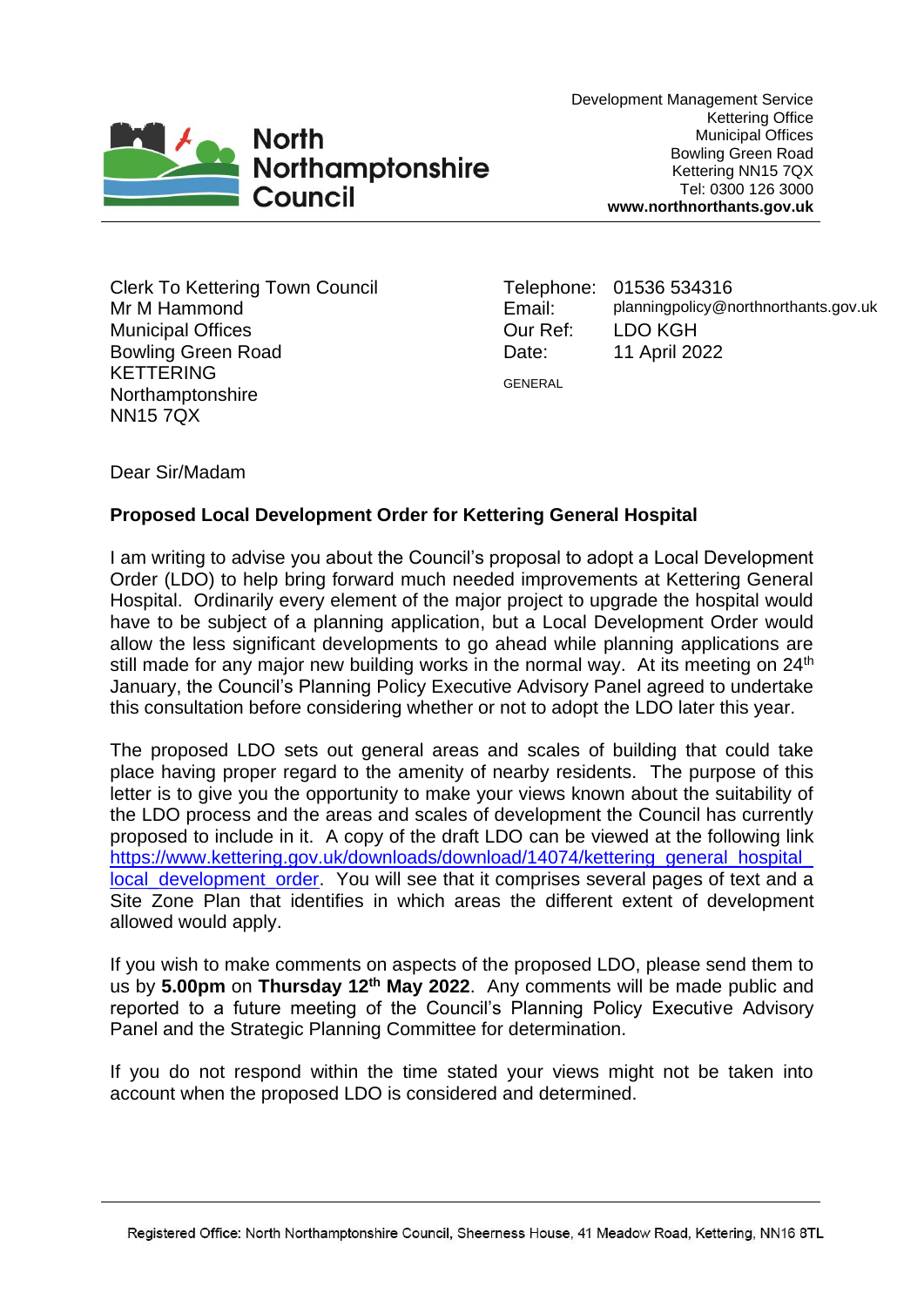**North Northamptonshire Council**

Development Management Service
Kettering Office
Municipal Offices
Bowling Green Road
Kettering NN15 7QX
Tel: 0300 126 3000
**www.northnorthants.gov.uk**

Clerk To Kettering Town Council
Mr M Hammond
Municipal Offices
Bowling Green Road
KETTERING
Northamptonshire
NN15 7QX

| | |
|---|---|
| Telephone: | 01536 534316 |
| Email: | planningpolicy@northnorthants.gov.uk |
| Our Ref: | LDO KGH |
| Date: | 11 April 2022 |

GENERAL

Dear Sir/Madam

**Proposed Local Development Order for Kettering General Hospital**

I am writing to advise you about the Council's proposal to adopt a Local Development Order (LDO) to help bring forward much needed improvements at Kettering General Hospital. Ordinarily every element of the major project to upgrade the hospital would have to be subject of a planning application, but a Local Development Order would allow the less significant developments to go ahead while planning applications are still made for any major new building works in the normal way. At its meeting on 24th January, the Council's Planning Policy Executive Advisory Panel agreed to undertake this consultation before considering whether or not to adopt the LDO later this year.

The proposed LDO sets out general areas and scales of building that could take place having proper regard to the amenity of nearby residents. The purpose of this letter is to give you the opportunity to make your views known about the suitability of the LDO process and the areas and scales of development the Council has currently proposed to include in it. A copy of the draft LDO can be viewed at the following link https://www.kettering.gov.uk/downloads/download/14074/kettering_general_hospital_local_development_order. You will see that it comprises several pages of text and a Site Zone Plan that identifies in which areas the different extent of development allowed would apply.

If you wish to make comments on aspects of the proposed LDO, please send them to us by **5.00pm** on **Thursday 12th May 2022**. Any comments will be made public and reported to a future meeting of the Council's Planning Policy Executive Advisory Panel and the Strategic Planning Committee for determination.

If you do not respond within the time stated your views might not be taken into account when the proposed LDO is considered and determined.

Registered Office: North Northamptonshire Council, Sheerness House, 41 Meadow Road, Kettering, NN16 8TL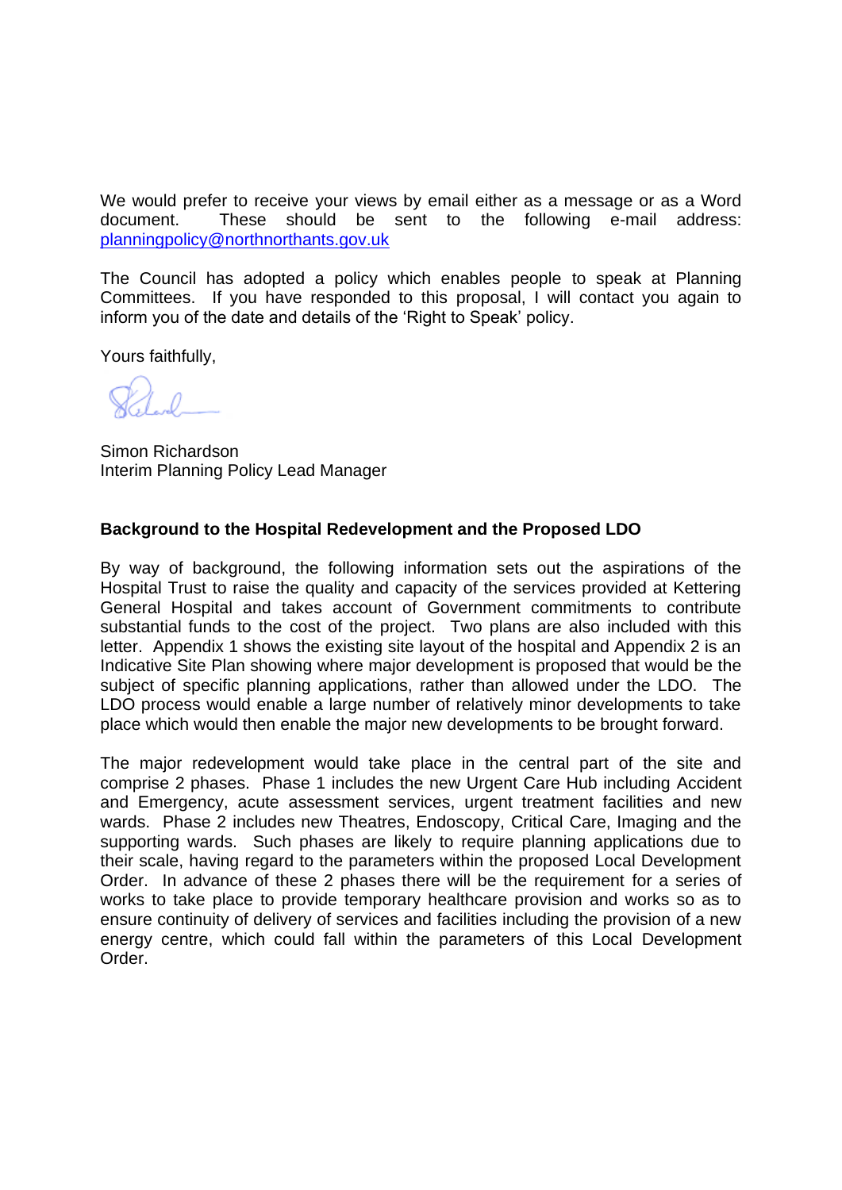We would prefer to receive your views by email either as a message or as a Word document. These should be sent to the following e-mail address: planningpolicy@northnorthants.gov.uk

The Council has adopted a policy which enables people to speak at Planning Committees. If you have responded to this proposal, I will contact you again to inform you of the date and details of the 'Right to Speak' policy.

Yours faithfully,

Simon Richardson
Interim Planning Policy Lead Manager

**Background to the Hospital Redevelopment and the Proposed LDO**

By way of background, the following information sets out the aspirations of the Hospital Trust to raise the quality and capacity of the services provided at Kettering General Hospital and takes account of Government commitments to contribute substantial funds to the cost of the project. Two plans are also included with this letter. Appendix 1 shows the existing site layout of the hospital and Appendix 2 is an Indicative Site Plan showing where major development is proposed that would be the subject of specific planning applications, rather than allowed under the LDO. The LDO process would enable a large number of relatively minor developments to take place which would then enable the major new developments to be brought forward.

The major redevelopment would take place in the central part of the site and comprise 2 phases. Phase 1 includes the new Urgent Care Hub including Accident and Emergency, acute assessment services, urgent treatment facilities and new wards. Phase 2 includes new Theatres, Endoscopy, Critical Care, Imaging and the supporting wards. Such phases are likely to require planning applications due to their scale, having regard to the parameters within the proposed Local Development Order. In advance of these 2 phases there will be the requirement for a series of works to take place to provide temporary healthcare provision and works so as to ensure continuity of delivery of services and facilities including the provision of a new energy centre, which could fall within the parameters of this Local Development Order.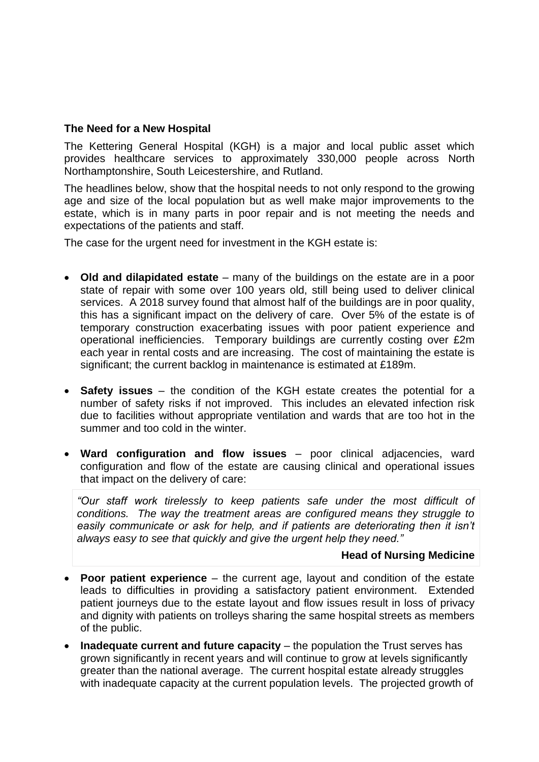**The Need for a New Hospital**

The Kettering General Hospital (KGH) is a major and local public asset which provides healthcare services to approximately 330,000 people across North Northamptonshire, South Leicestershire, and Rutland.

The headlines below, show that the hospital needs to not only respond to the growing age and size of the local population but as well make major improvements to the estate, which is in many parts in poor repair and is not meeting the needs and expectations of the patients and staff.

The case for the urgent need for investment in the KGH estate is:

- **Old and dilapidated estate** – many of the buildings on the estate are in a poor state of repair with some over 100 years old, still being used to deliver clinical services. A 2018 survey found that almost half of the buildings are in poor quality, this has a significant impact on the delivery of care. Over 5% of the estate is of temporary construction exacerbating issues with poor patient experience and operational inefficiencies. Temporary buildings are currently costing over £2m each year in rental costs and are increasing. The cost of maintaining the estate is significant; the current backlog in maintenance is estimated at £189m.

- **Safety issues** – the condition of the KGH estate creates the potential for a number of safety risks if not improved. This includes an elevated infection risk due to facilities without appropriate ventilation and wards that are too hot in the summer and too cold in the winter.

- **Ward configuration and flow issues** – poor clinical adjacencies, ward configuration and flow of the estate are causing clinical and operational issues that impact on the delivery of care:

> *"Our staff work tirelessly to keep patients safe under the most difficult of conditions. The way the treatment areas are configured means they struggle to easily communicate or ask for help, and if patients are deteriorating then it isn't always easy to see that quickly and give the urgent help they need."*
>
> **Head of Nursing Medicine**

- **Poor patient experience** – the current age, layout and condition of the estate leads to difficulties in providing a satisfactory patient environment. Extended patient journeys due to the estate layout and flow issues result in loss of privacy and dignity with patients on trolleys sharing the same hospital streets as members of the public.

- **Inadequate current and future capacity** – the population the Trust serves has grown significantly in recent years and will continue to grow at levels significantly greater than the national average. The current hospital estate already struggles with inadequate capacity at the current population levels. The projected growth of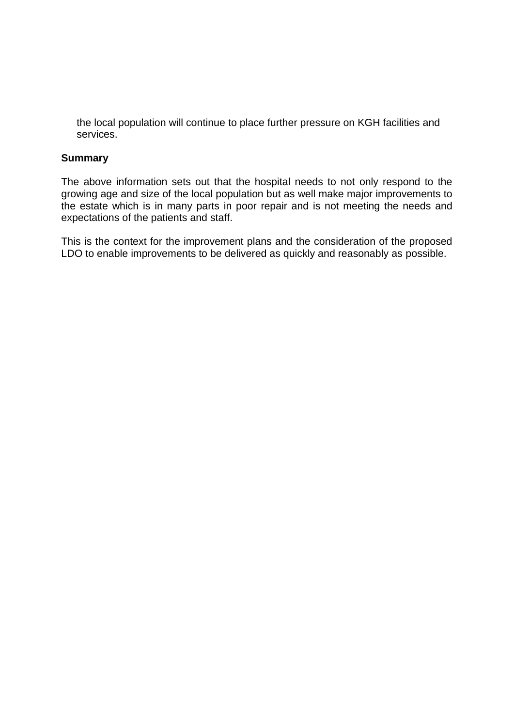the local population will continue to place further pressure on KGH facilities and services.

**Summary**

The above information sets out that the hospital needs to not only respond to the growing age and size of the local population but as well make major improvements to the estate which is in many parts in poor repair and is not meeting the needs and expectations of the patients and staff.

This is the context for the improvement plans and the consideration of the proposed LDO to enable improvements to be delivered as quickly and reasonably as possible.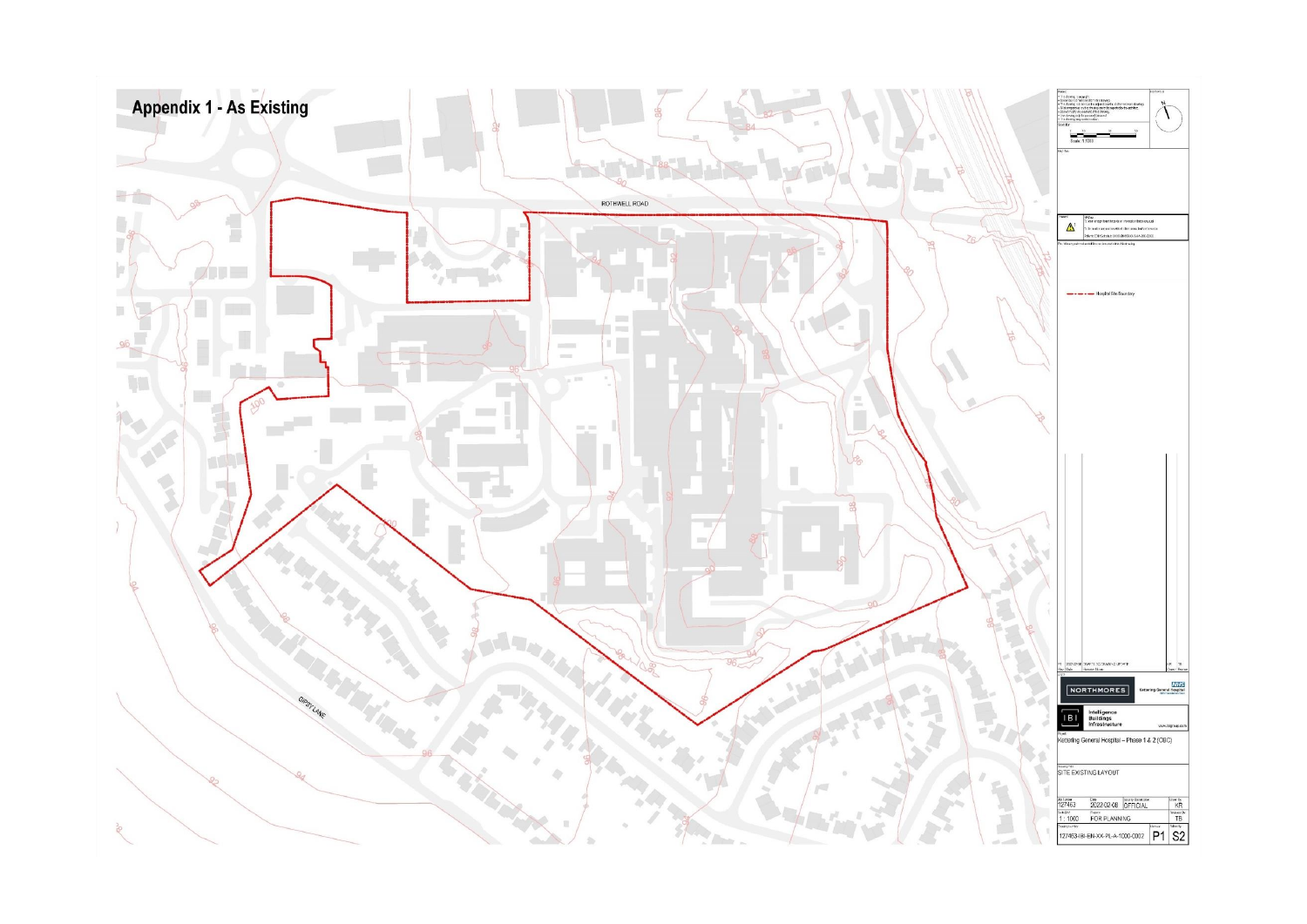# Appendix 1 - As Existing

ROTHWELL ROAD

GIPSY LANE

Hospital Site Boundary

NORTHMORES

Kettering General Hospital

IBI Intelligence Buildings Infrastructure

Kettering General Hospital – Phase 1 & 2 (OBC)

SITE EXISTING LAYOUT

| Job Number | Date | Security Classification | Drawn By |
|---|---|---|---|
| 127463 | 2022-02-08 | OFFICIAL | KR |
| Scale | Purpose | | Checked By |
| 1 : 1000 | FOR PLANNING | | TB |
| Drawing number | | Revision | Status |
| 127463-IBI-BN-XX-PL-A-1000-0002 | | P1 | S2 |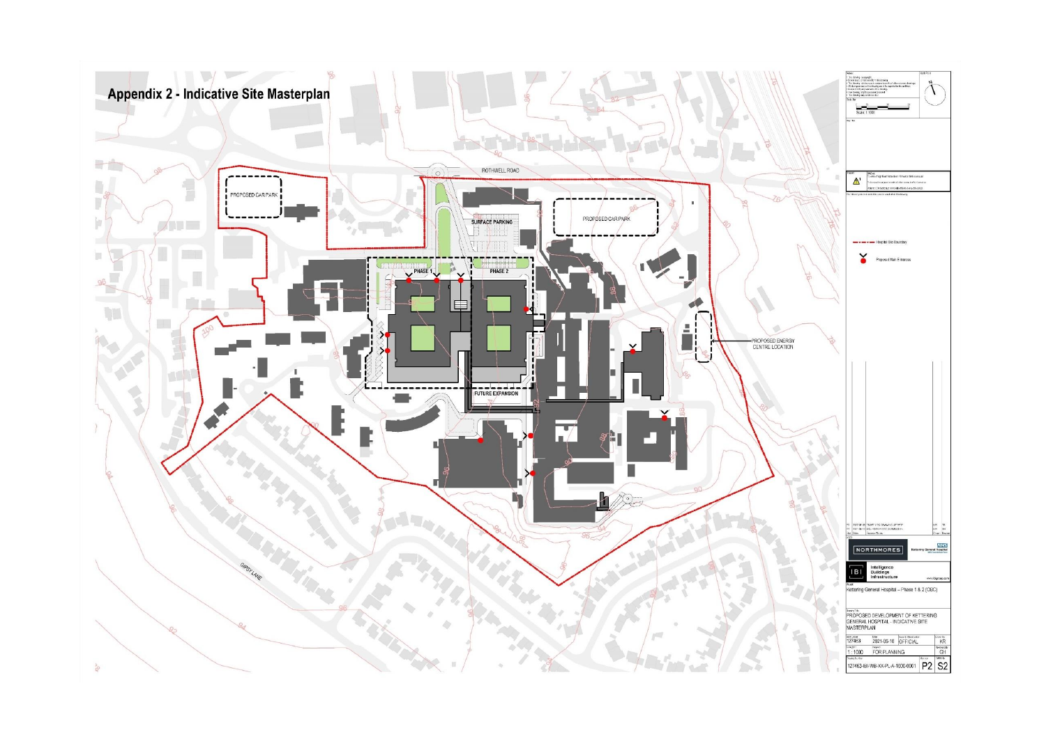# Appendix 2 - Indicative Site Masterplan

ROTHWELL ROAD

PROPOSED CAR PARK

SURFACE PARKING

PROPOSED CAR PARK

PHASE 1

PHASE 2

FUTURE EXPANSION

PROPOSED ENERGY CENTRE LOCATION

GIPSY LANE

Hospital Site Boundary

Proposed Main Entrance

Scale 1:1000

NORTHMORES

Kettering General Hospital

IBI Intelligence Buildings Infrastructure

Kettering General Hospital – Phase 1 & 2 (OBC)

PROPOSED DEVELOPMENT OF KETTERING GENERAL HOSPITAL - INDICATIVE SITE MASTERPLAN

127463 | 2021-05-10 | OFFICIAL | KR

1 : 1000 | FOR PLANNING | GH

127463-IBI-WB-XX-PL-A-1000-0001 | P2 | S2